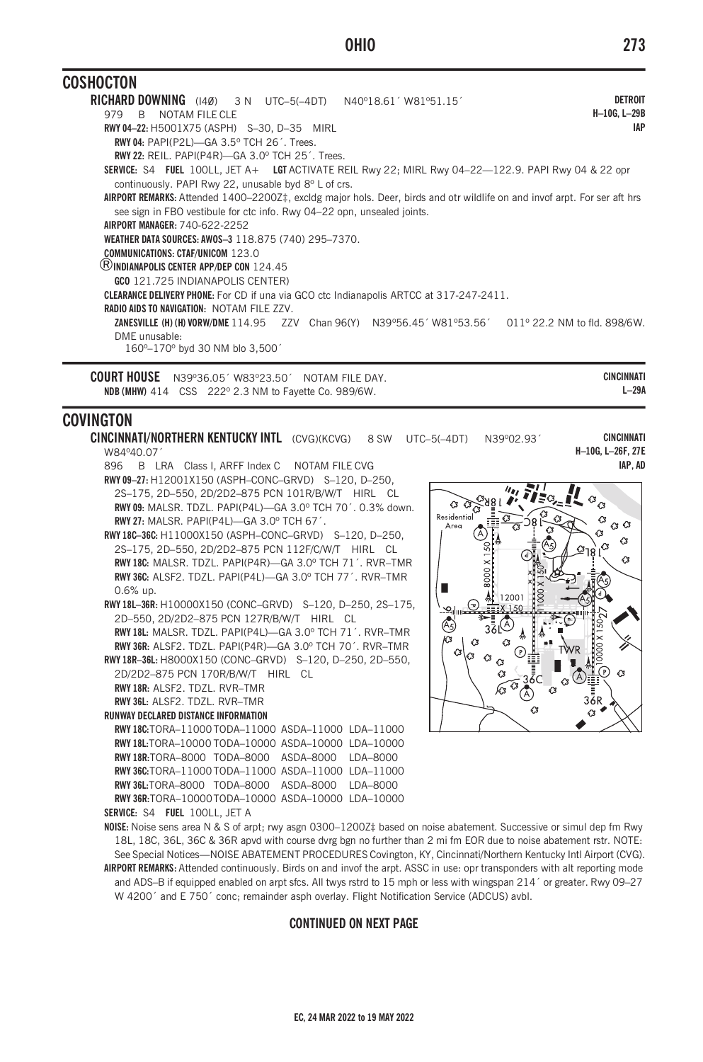## COSHOCTON

**RICHARD DOWNING** (I4Ø) 3 N UTC–5(–4DT) N40°18.61´ W81°51.15´ **DETROIT**
979 B NOTAM FILE CLE **H–10G, L–29B**
**IAP**

**RWY 04–22:** H5001X75 (ASPH) S–30, D–35 MIRL
**RWY 04:** PAPI(P2L)—GA 3.5° TCH 26´. Trees.
**RWY 22:** REIL. PAPI(P4R)—GA 3.0° TCH 25´. Trees.

**SERVICE:** S4 **FUEL** 100LL, JET A+ **LGT** ACTIVATE REIL Rwy 22; MIRL Rwy 04–22—122.9. PAPI Rwy 04 & 22 opr continuously. PAPI Rwy 22, unusable byd 8° L of crs.

**AIRPORT REMARKS:** Attended 1400–2200Z‡, excldg major hols. Deer, birds and otr wildlife on and invof arpt. For ser aft hrs see sign in FBO vestibule for ctc info. Rwy 04–22 opn, unsealed joints.

**AIRPORT MANAGER:** 740-622-2252

**WEATHER DATA SOURCES: AWOS–3** 118.875 (740) 295–7370.

**COMMUNICATIONS: CTAF/UNICOM** 123.0

®**INDIANAPOLIS CENTER APP/DEP CON** 124.45

**GCO** 121.725 INDIANAPOLIS CENTER)

**CLEARANCE DELIVERY PHONE:** For CD if una via GCO ctc Indianapolis ARTCC at 317-247-2411.

**RADIO AIDS TO NAVIGATION:** NOTAM FILE ZZV.
**ZANESVILLE (H) (H) VORW/DME** 114.95 ZZV Chan 96(Y) N39°56.45´ W81°53.56´ 011° 22.2 NM to fld. 898/6W.
DME unusable:
160°–170° byd 30 NM blo 3,500´

**COURT HOUSE** N39°36.05´ W83°23.50´ NOTAM FILE DAY. **CINCINNATI**
**NDB (MHW)** 414 CSS 222° 2.3 NM to Fayette Co. 989/6W. **L–29A**

## COVINGTON

**CINCINNATI/NORTHERN KENTUCKY INTL** (CVG)(KCVG) 8 SW UTC–5(–4DT) N39°02.93´ W84°40.07´ **CINCINNATI**
896 B LRA Class I, ARFF Index C NOTAM FILE CVG **H–10G, L–26F, 27E**
**IAP, AD**

**RWY 09–27:** H12001X150 (ASPH–CONC–GRVD) S–120, D–250, 2S–175, 2D–550, 2D/2D2–875 PCN 101R/B/W/T HIRL CL
**RWY 09:** MALSR. TDZL. PAPI(P4L)—GA 3.0° TCH 70´. 0.3% down.
**RWY 27:** MALSR. PAPI(P4L)—GA 3.0° TCH 67´.

**RWY 18C–36C:** H11000X150 (ASPH–CONC–GRVD) S–120, D–250, 2S–175, 2D–550, 2D/2D2–875 PCN 112F/C/W/T HIRL CL
**RWY 18C:** MALSR. TDZL. PAPI(P4R)—GA 3.0° TCH 71´. RVR–TMR
**RWY 36C:** ALSF2. TDZL. PAPI(P4L)—GA 3.0° TCH 77´. RVR–TMR 0.6% up.

**RWY 18L–36R:** H10000X150 (CONC–GRVD) S–120, D–250, 2S–175, 2D–550, 2D/2D2–875 PCN 127R/B/W/T HIRL CL
**RWY 18L:** MALSR. TDZL. PAPI(P4L)—GA 3.0° TCH 71´. RVR–TMR
**RWY 36R:** ALSF2. TDZL. PAPI(P4R)—GA 3.0° TCH 70´. RVR–TMR

**RWY 18R–36L:** H8000X150 (CONC–GRVD) S–120, D–250, 2D–550, 2D/2D2–875 PCN 170R/B/W/T HIRL CL
**RWY 18R:** ALSF2. TDZL. RVR–TMR
**RWY 36L:** ALSF2. TDZL. RVR–TMR

**RUNWAY DECLARED DISTANCE INFORMATION**
**RWY 18C:** TORA–11000 TODA–11000 ASDA–11000 LDA–11000
**RWY 18L:** TORA–10000 TODA–10000 ASDA–10000 LDA–10000
**RWY 18R:** TORA–8000 TODA–8000 ASDA–8000 LDA–8000
**RWY 36C:** TORA–11000 TODA–11000 ASDA–11000 LDA–11000
**RWY 36L:** TORA–8000 TODA–8000 ASDA–8000 LDA–8000
**RWY 36R:** TORA–10000 TODA–10000 ASDA–10000 LDA–10000

**SERVICE:** S4 **FUEL** 100LL, JET A

**NOISE:** Noise sens area N & S of arpt; rwy asgn 0300–1200Z‡ based on noise abatement. Successive or simul dep fm Rwy 18L, 18C, 36L, 36C & 36R apvd with course dvrg bgn no further than 2 mi fm EOR due to noise abatement rstr. NOTE: See Special Notices—NOISE ABATEMENT PROCEDURES Covington, KY, Cincinnati/Northern Kentucky Intl Airport (CVG).

**AIRPORT REMARKS:** Attended continuously. Birds on and invof the arpt. ASSC in use: opr transponders with alt reporting mode and ADS–B if equipped enabled on arpt sfcs. All twys rstrd to 15 mph or less with wingspan 214´ or greater. Rwy 09–27 W 4200´ and E 750´ conc; remainder asph overlay. Flight Notification Service (ADCUS) avbl.

**CONTINUED ON NEXT PAGE**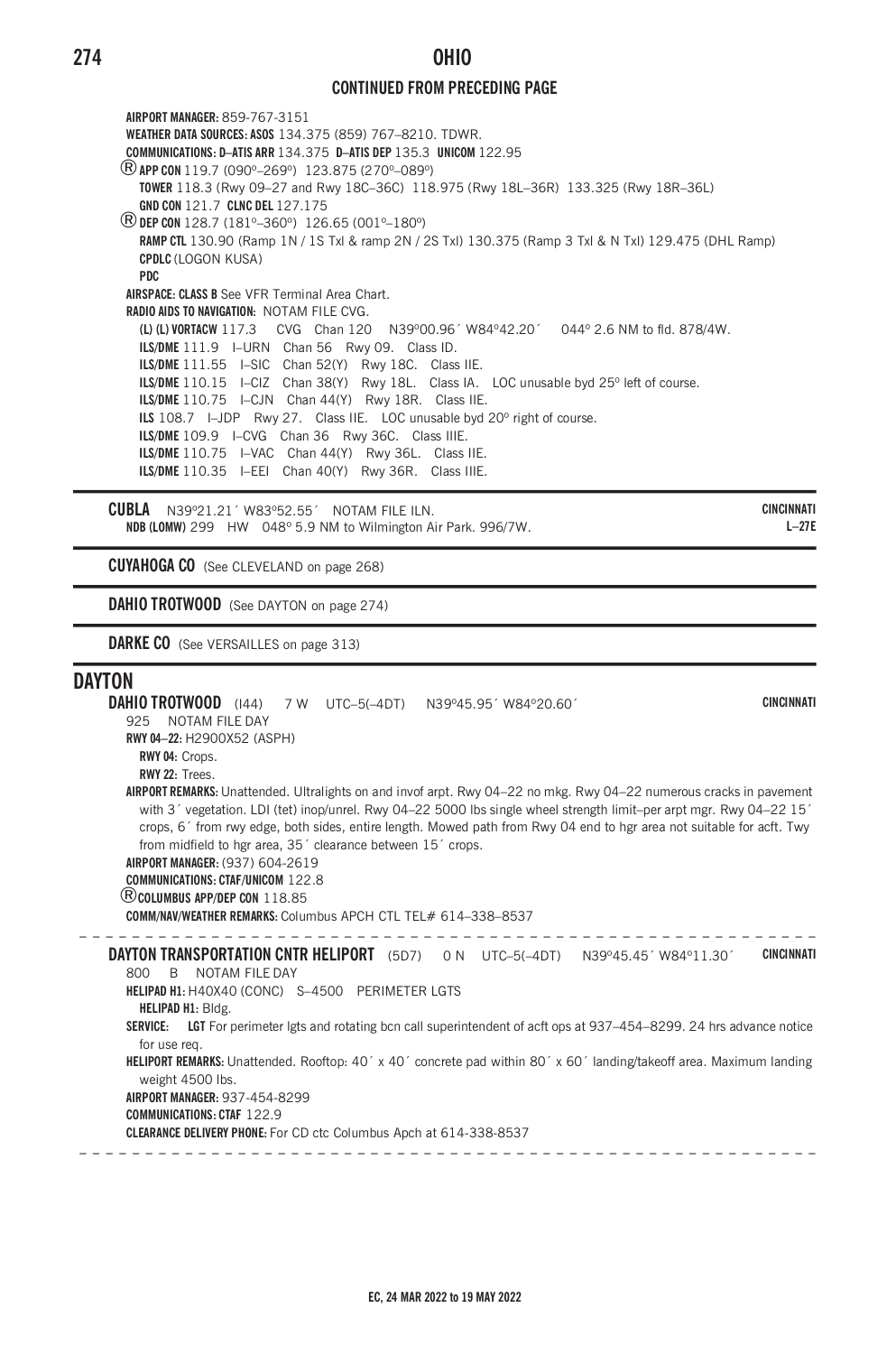**CONTINUED FROM PRECEDING PAGE**

**AIRPORT MANAGER:** 859-767-3151
**WEATHER DATA SOURCES: ASOS** 134.375 (859) 767–8210. TDWR.
**COMMUNICATIONS: D–ATIS ARR** 134.375 **D–ATIS DEP** 135.3 **UNICOM** 122.95
® **APP CON** 119.7 (090°–269°) 123.875 (270°–089°)
**TOWER** 118.3 (Rwy 09–27 and Rwy 18C–36C) 118.975 (Rwy 18L–36R) 133.325 (Rwy 18R–36L)
**GND CON** 121.7 **CLNC DEL** 127.175
® **DEP CON** 128.7 (181°–360°) 126.65 (001°–180°)
**RAMP CTL** 130.90 (Ramp 1N / 1S Txl & ramp 2N / 2S Txl) 130.375 (Ramp 3 Txl & N Txl) 129.475 (DHL Ramp)
**CPDLC** (LOGON KUSA)
**PDC**
**AIRSPACE: CLASS B** See VFR Terminal Area Chart.
**RADIO AIDS TO NAVIGATION:** NOTAM FILE CVG.
**(L) (L) VORTACW** 117.3 CVG Chan 120 N39°00.96´ W84°42.20´ 044° 2.6 NM to fld. 878/4W.
**ILS/DME** 111.9 I–URN Chan 56 Rwy 09. Class ID.
**ILS/DME** 111.55 I–SIC Chan 52(Y) Rwy 18C. Class IIE.
**ILS/DME** 110.15 I–CIZ Chan 38(Y) Rwy 18L. Class IA. LOC unusable byd 25° left of course.
**ILS/DME** 110.75 I–CJN Chan 44(Y) Rwy 18R. Class IIE.
**ILS** 108.7 I–JDP Rwy 27. Class IIE. LOC unusable byd 20° right of course.
**ILS/DME** 109.9 I–CVG Chan 36 Rwy 36C. Class IIIE.
**ILS/DME** 110.75 I–VAC Chan 44(Y) Rwy 36L. Class IIE.
**ILS/DME** 110.35 I–EEI Chan 40(Y) Rwy 36R. Class IIIE.

---

**CUBLA** N39°21.21´ W83°52.55´ NOTAM FILE ILN. **CINCINNATI L–27E**
**NDB (LOMW)** 299 HW 048° 5.9 NM to Wilmington Air Park. 996/7W.

---

**CUYAHOGA CO** (See CLEVELAND on page 268)

---

**DAHIO TROTWOOD** (See DAYTON on page 274)

---

**DARKE CO** (See VERSAILLES on page 313)

---

## DAYTON

**DAHIO TROTWOOD** (I44) 7 W UTC–5(–4DT) N39°45.95´ W84°20.60´ **CINCINNATI**
925 NOTAM FILE DAY
**RWY 04–22:** H2900X52 (ASPH)
**RWY 04:** Crops.
**RWY 22:** Trees.
**AIRPORT REMARKS:** Unattended. Ultralights on and invof arpt. Rwy 04–22 no mkg. Rwy 04–22 numerous cracks in pavement with 3´ vegetation. LDI (tet) inop/unrel. Rwy 04–22 5000 lbs single wheel strength limit–per arpt mgr. Rwy 04–22 15´ crops, 6´ from rwy edge, both sides, entire length. Mowed path from Rwy 04 end to hgr area not suitable for acft. Twy from midfield to hgr area, 35´ clearance between 15´ crops.
**AIRPORT MANAGER:** (937) 604-2619
**COMMUNICATIONS: CTAF/UNICOM** 122.8
® **COLUMBUS APP/DEP CON** 118.85
**COMM/NAV/WEATHER REMARKS:** Columbus APCH CTL TEL# 614–338–8537

---

**DAYTON TRANSPORTATION CNTR HELIPORT** (5D7) 0 N UTC–5(–4DT) N39°45.45´ W84°11.30´ **CINCINNATI**
800 B NOTAM FILE DAY
**HELIPAD H1:** H40X40 (CONC) S–4500 PERIMETER LGTS
**HELIPAD H1:** Bldg.
**SERVICE: LGT** For perimeter lgts and rotating bcn call superintendent of acft ops at 937–454–8299. 24 hrs advance notice for use req.
**HELIPORT REMARKS:** Unattended. Rooftop: 40´ x 40´ concrete pad within 80´ x 60´ landing/takeoff area. Maximum landing weight 4500 lbs.
**AIRPORT MANAGER:** 937-454-8299
**COMMUNICATIONS: CTAF** 122.9
**CLEARANCE DELIVERY PHONE:** For CD ctc Columbus Apch at 614-338-8537